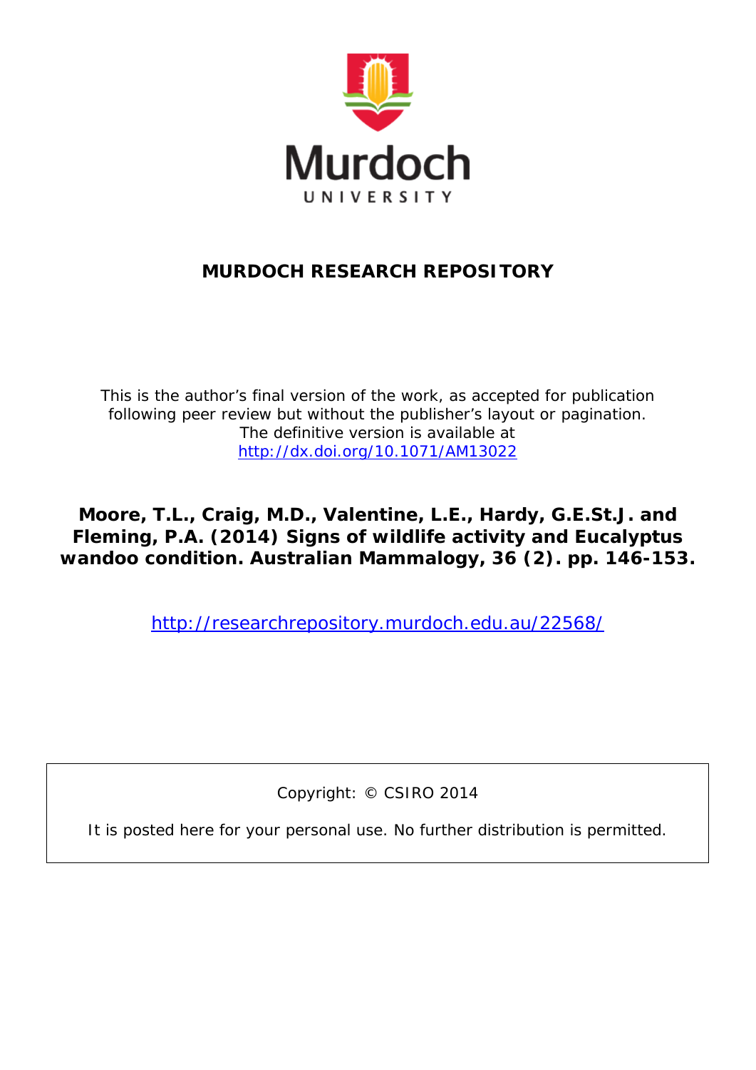Murdoch UNIVERSITY

## MURDOCH RESEARCH REPOSITORY

This is the author's final version of the work, as accepted for publication following peer review but without the publisher's layout or pagination. The definitive version is available at http://dx.doi.org/10.1071/AM13022

**Moore, T.L., Craig, M.D., Valentine, L.E., Hardy, G.E.St.J. and Fleming, P.A. (2014) Signs of wildlife activity and Eucalyptus wandoo condition. Australian Mammalogy, 36 (2). pp. 146-153.**

http://researchrepository.murdoch.edu.au/22568/

Copyright: © CSIRO 2014

It is posted here for your personal use. No further distribution is permitted.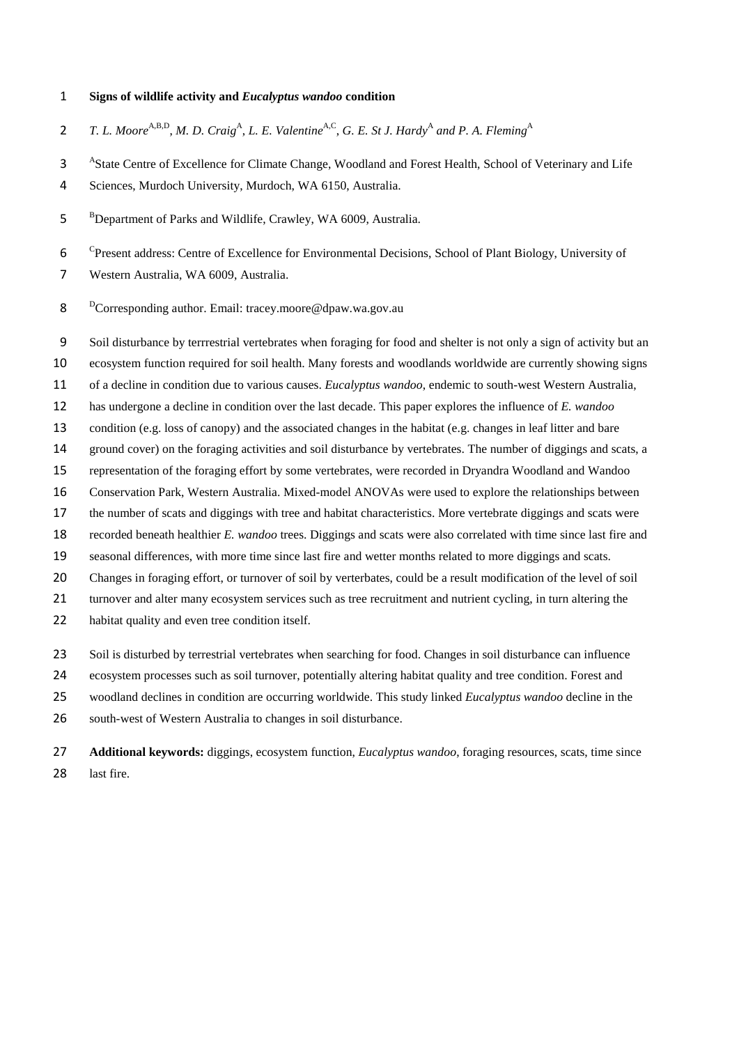**Signs of wildlife activity and *Eucalyptus wandoo* condition**

*T. L. Moore*[A,B,D], *M. D. Craig*[A], *L. E. Valentine*[A,C], *G. E. St J. Hardy*[A] *and P. A. Fleming*[A]

[A]State Centre of Excellence for Climate Change, Woodland and Forest Health, School of Veterinary and Life Sciences, Murdoch University, Murdoch, WA 6150, Australia.

[B]Department of Parks and Wildlife, Crawley, WA 6009, Australia.

[C]Present address: Centre of Excellence for Environmental Decisions, School of Plant Biology, University of Western Australia, WA 6009, Australia.

[D]Corresponding author. Email: tracey.moore@dpaw.wa.gov.au

Soil disturbance by terrrestrial vertebrates when foraging for food and shelter is not only a sign of activity but an ecosystem function required for soil health. Many forests and woodlands worldwide are currently showing signs of a decline in condition due to various causes. *Eucalyptus wandoo*, endemic to south-west Western Australia, has undergone a decline in condition over the last decade. This paper explores the influence of *E. wandoo* condition (e.g. loss of canopy) and the associated changes in the habitat (e.g. changes in leaf litter and bare ground cover) on the foraging activities and soil disturbance by vertebrates. The number of diggings and scats, a representation of the foraging effort by some vertebrates, were recorded in Dryandra Woodland and Wandoo Conservation Park, Western Australia. Mixed-model ANOVAs were used to explore the relationships between the number of scats and diggings with tree and habitat characteristics. More vertebrate diggings and scats were recorded beneath healthier *E. wandoo* trees. Diggings and scats were also correlated with time since last fire and seasonal differences, with more time since last fire and wetter months related to more diggings and scats. Changes in foraging effort, or turnover of soil by verterbates, could be a result modification of the level of soil turnover and alter many ecosystem services such as tree recruitment and nutrient cycling, in turn altering the habitat quality and even tree condition itself.

Soil is disturbed by terrestrial vertebrates when searching for food. Changes in soil disturbance can influence ecosystem processes such as soil turnover, potentially altering habitat quality and tree condition. Forest and woodland declines in condition are occurring worldwide. This study linked *Eucalyptus wandoo* decline in the south-west of Western Australia to changes in soil disturbance.

**Additional keywords:** diggings, ecosystem function, *Eucalyptus wandoo*, foraging resources, scats, time since last fire.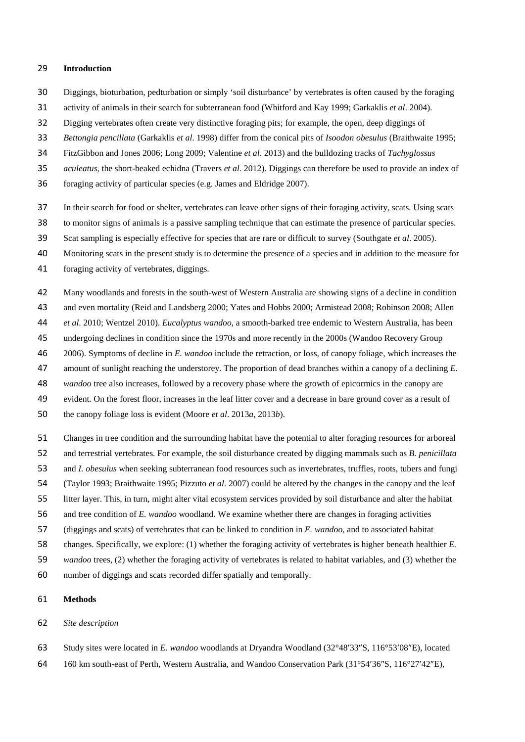## Introduction

Diggings, bioturbation, pedturbation or simply 'soil disturbance' by vertebrates is often caused by the foraging activity of animals in their search for subterranean food (Whitford and Kay 1999; Garkaklis *et al*. 2004). Digging vertebrates often create very distinctive foraging pits; for example, the open, deep diggings of *Bettongia pencillata* (Garkaklis *et al*. 1998) differ from the conical pits of *Isoodon obesulus* (Braithwaite 1995; FitzGibbon and Jones 2006; Long 2009; Valentine *et al*. 2013) and the bulldozing tracks of *Tachyglossus aculeatus*, the short-beaked echidna (Travers *et al*. 2012). Diggings can therefore be used to provide an index of foraging activity of particular species (e.g. James and Eldridge 2007).

In their search for food or shelter, vertebrates can leave other signs of their foraging activity, scats. Using scats to monitor signs of animals is a passive sampling technique that can estimate the presence of particular species. Scat sampling is especially effective for species that are rare or difficult to survey (Southgate *et al*. 2005). Monitoring scats in the present study is to determine the presence of a species and in addition to the measure for foraging activity of vertebrates, diggings.

Many woodlands and forests in the south-west of Western Australia are showing signs of a decline in condition and even mortality (Reid and Landsberg 2000; Yates and Hobbs 2000; Armistead 2008; Robinson 2008; Allen *et al*. 2010; Wentzel 2010). *Eucalyptus wandoo*, a smooth-barked tree endemic to Western Australia, has been undergoing declines in condition since the 1970s and more recently in the 2000s (Wandoo Recovery Group 2006). Symptoms of decline in *E. wandoo* include the retraction, or loss, of canopy foliage, which increases the amount of sunlight reaching the understorey. The proportion of dead branches within a canopy of a declining *E. wandoo* tree also increases, followed by a recovery phase where the growth of epicormics in the canopy are evident. On the forest floor, increases in the leaf litter cover and a decrease in bare ground cover as a result of the canopy foliage loss is evident (Moore *et al*. 2013*a*, 2013*b*).

Changes in tree condition and the surrounding habitat have the potential to alter foraging resources for arboreal and terrestrial vertebrates. For example, the soil disturbance created by digging mammals such as *B. penicillata* and *I. obesulus* when seeking subterranean food resources such as invertebrates, truffles, roots, tubers and fungi (Taylor 1993; Braithwaite 1995; Pizzuto *et al*. 2007) could be altered by the changes in the canopy and the leaf litter layer. This, in turn, might alter vital ecosystem services provided by soil disturbance and alter the habitat and tree condition of *E. wandoo* woodland. We examine whether there are changes in foraging activities (diggings and scats) of vertebrates that can be linked to condition in *E. wandoo*, and to associated habitat changes. Specifically, we explore: (1) whether the foraging activity of vertebrates is higher beneath healthier *E. wandoo* trees, (2) whether the foraging activity of vertebrates is related to habitat variables, and (3) whether the number of diggings and scats recorded differ spatially and temporally.

## Methods

### *Site description*

Study sites were located in *E. wandoo* woodlands at Dryandra Woodland (32°48′33″S, 116°53′08″E), located 160 km south-east of Perth, Western Australia, and Wandoo Conservation Park (31°54′36″S, 116°27′42″E),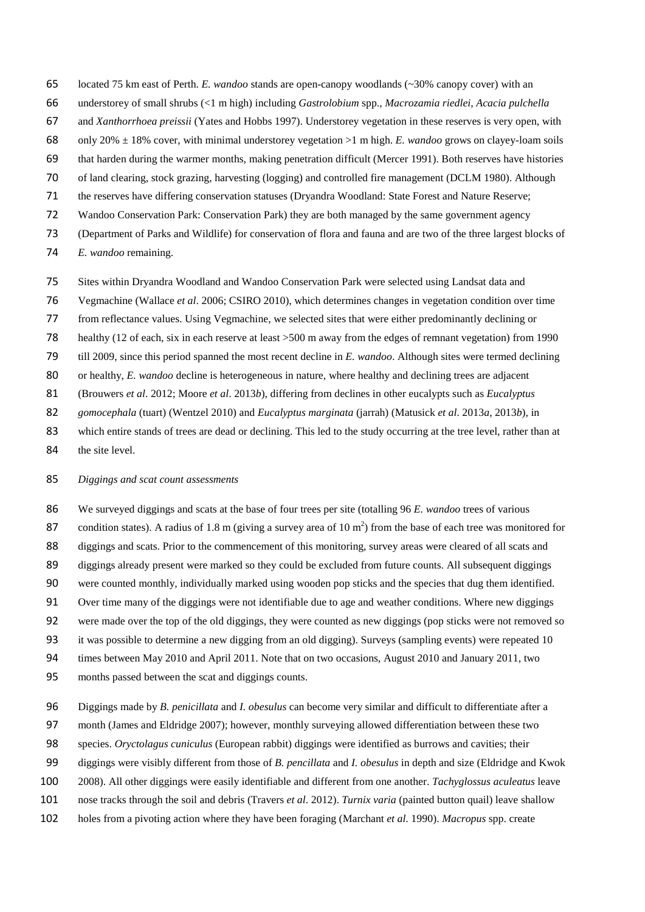located 75 km east of Perth. *E. wandoo* stands are open-canopy woodlands (~30% canopy cover) with an understorey of small shrubs (<1 m high) including *Gastrolobium* spp., *Macrozamia riedlei*, *Acacia pulchella* and *Xanthorrhoea preissii* (Yates and Hobbs 1997). Understorey vegetation in these reserves is very open, with only 20% ± 18% cover, with minimal understorey vegetation >1 m high. *E. wandoo* grows on clayey-loam soils that harden during the warmer months, making penetration difficult (Mercer 1991). Both reserves have histories of land clearing, stock grazing, harvesting (logging) and controlled fire management (DCLM 1980). Although the reserves have differing conservation statuses (Dryandra Woodland: State Forest and Nature Reserve; Wandoo Conservation Park: Conservation Park) they are both managed by the same government agency (Department of Parks and Wildlife) for conservation of flora and fauna and are two of the three largest blocks of *E. wandoo* remaining.

Sites within Dryandra Woodland and Wandoo Conservation Park were selected using Landsat data and Vegmachine (Wallace *et al*. 2006; CSIRO 2010), which determines changes in vegetation condition over time from reflectance values. Using Vegmachine, we selected sites that were either predominantly declining or healthy (12 of each, six in each reserve at least >500 m away from the edges of remnant vegetation) from 1990 till 2009, since this period spanned the most recent decline in *E. wandoo*. Although sites were termed declining or healthy, *E. wandoo* decline is heterogeneous in nature, where healthy and declining trees are adjacent (Brouwers *et al*. 2012; Moore *et al*. 2013*b*), differing from declines in other eucalypts such as *Eucalyptus gomocephala* (tuart) (Wentzel 2010) and *Eucalyptus marginata* (jarrah) (Matusick *et al*. 2013*a*, 2013*b*), in which entire stands of trees are dead or declining. This led to the study occurring at the tree level, rather than at the site level.

*Diggings and scat count assessments*

We surveyed diggings and scats at the base of four trees per site (totalling 96 *E. wandoo* trees of various condition states). A radius of 1.8 m (giving a survey area of 10 $m^2$) from the base of each tree was monitored for diggings and scats. Prior to the commencement of this monitoring, survey areas were cleared of all scats and diggings already present were marked so they could be excluded from future counts. All subsequent diggings were counted monthly, individually marked using wooden pop sticks and the species that dug them identified. Over time many of the diggings were not identifiable due to age and weather conditions. Where new diggings were made over the top of the old diggings, they were counted as new diggings (pop sticks were not removed so it was possible to determine a new digging from an old digging). Surveys (sampling events) were repeated 10 times between May 2010 and April 2011. Note that on two occasions, August 2010 and January 2011, two months passed between the scat and diggings counts.

Diggings made by *B. penicillata* and *I. obesulus* can become very similar and difficult to differentiate after a month (James and Eldridge 2007); however, monthly surveying allowed differentiation between these two species. *Oryctolagus cuniculus* (European rabbit) diggings were identified as burrows and cavities; their diggings were visibly different from those of *B. pencillata* and *I. obesulus* in depth and size (Eldridge and Kwok 2008). All other diggings were easily identifiable and different from one another. *Tachyglossus aculeatus* leave nose tracks through the soil and debris (Travers *et al*. 2012). *Turnix varia* (painted button quail) leave shallow holes from a pivoting action where they have been foraging (Marchant *et al*. 1990). *Macropus* spp. create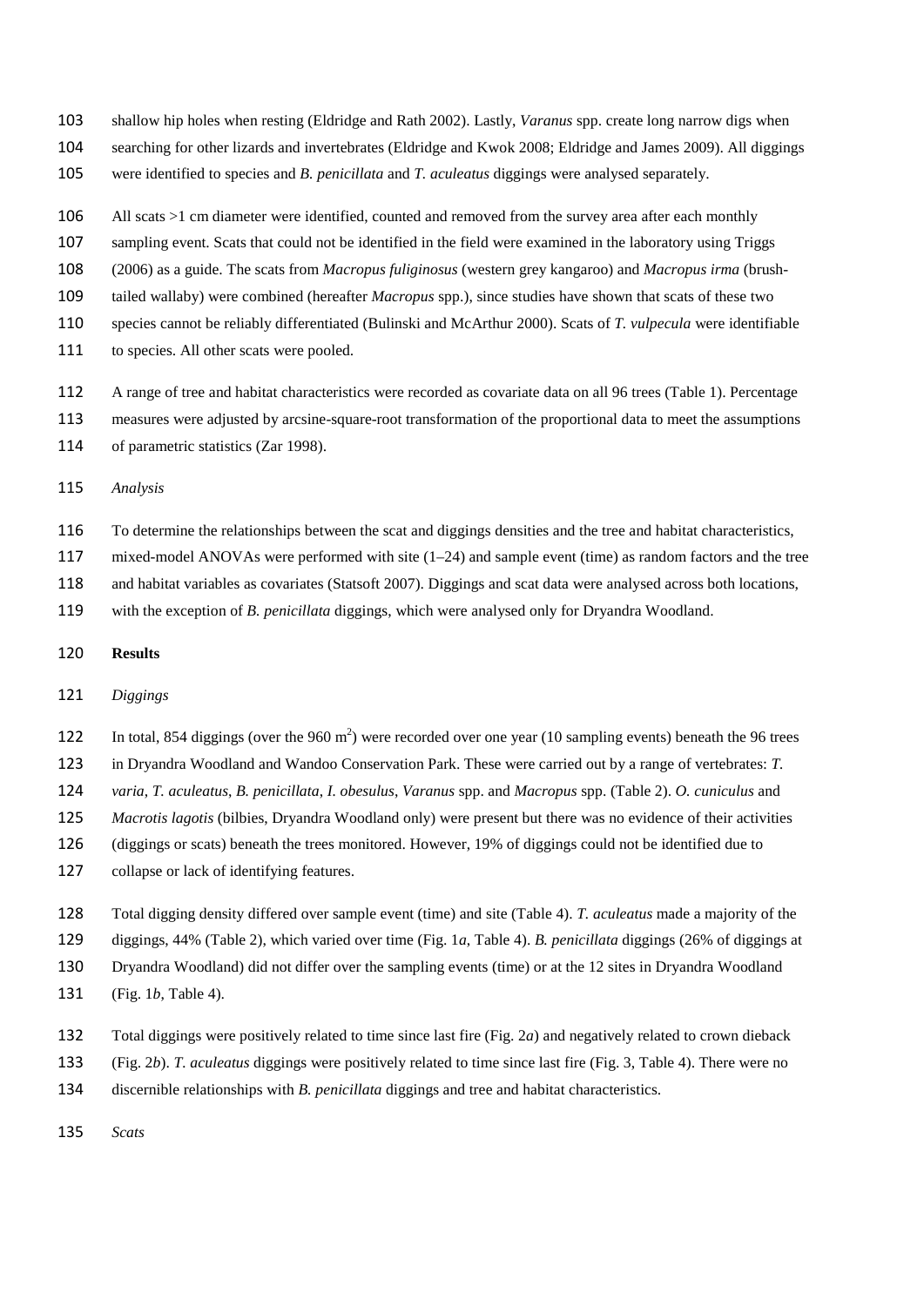shallow hip holes when resting (Eldridge and Rath 2002). Lastly, *Varanus* spp. create long narrow digs when searching for other lizards and invertebrates (Eldridge and Kwok 2008; Eldridge and James 2009). All diggings were identified to species and *B. penicillata* and *T. aculeatus* diggings were analysed separately.

All scats >1 cm diameter were identified, counted and removed from the survey area after each monthly sampling event. Scats that could not be identified in the field were examined in the laboratory using Triggs (2006) as a guide. The scats from *Macropus fuliginosus* (western grey kangaroo) and *Macropus irma* (brush-tailed wallaby) were combined (hereafter *Macropus* spp.), since studies have shown that scats of these two species cannot be reliably differentiated (Bulinski and McArthur 2000). Scats of *T. vulpecula* were identifiable to species. All other scats were pooled.

A range of tree and habitat characteristics were recorded as covariate data on all 96 trees (Table 1). Percentage measures were adjusted by arcsine-square-root transformation of the proportional data to meet the assumptions of parametric statistics (Zar 1998).

*Analysis*

To determine the relationships between the scat and diggings densities and the tree and habitat characteristics, mixed-model ANOVAs were performed with site (1–24) and sample event (time) as random factors and the tree and habitat variables as covariates (Statsoft 2007). Diggings and scat data were analysed across both locations, with the exception of *B. penicillata* diggings, which were analysed only for Dryandra Woodland.

## Results

*Diggings*

In total, 854 diggings (over the 960 $m^2$) were recorded over one year (10 sampling events) beneath the 96 trees in Dryandra Woodland and Wandoo Conservation Park. These were carried out by a range of vertebrates: *T. varia*, *T. aculeatus*, *B. penicillata*, *I. obesulus*, *Varanus* spp. and *Macropus* spp. (Table 2). *O. cuniculus* and *Macrotis lagotis* (bilbies, Dryandra Woodland only) were present but there was no evidence of their activities (diggings or scats) beneath the trees monitored. However, 19% of diggings could not be identified due to collapse or lack of identifying features.

Total digging density differed over sample event (time) and site (Table 4). *T. aculeatus* made a majority of the diggings, 44% (Table 2), which varied over time (Fig. 1*a*, Table 4). *B. penicillata* diggings (26% of diggings at Dryandra Woodland) did not differ over the sampling events (time) or at the 12 sites in Dryandra Woodland (Fig. 1*b*, Table 4).

Total diggings were positively related to time since last fire (Fig. 2*a*) and negatively related to crown dieback (Fig. 2*b*). *T. aculeatus* diggings were positively related to time since last fire (Fig. 3, Table 4). There were no discernible relationships with *B. penicillata* diggings and tree and habitat characteristics.

*Scats*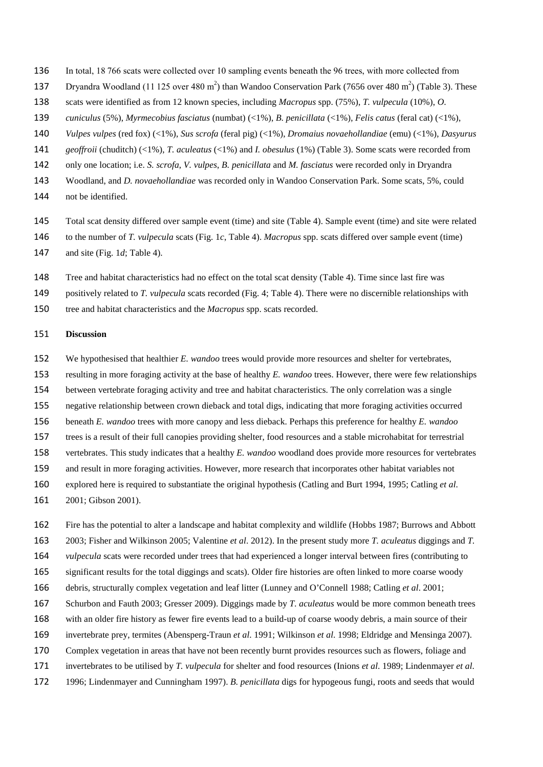In total, 18 766 scats were collected over 10 sampling events beneath the 96 trees, with more collected from Dryandra Woodland (11 125 over 480 $m^2$) than Wandoo Conservation Park (7656 over 480 $m^2$) (Table 3). These scats were identified as from 12 known species, including *Macropus* spp. (75%), *T. vulpecula* (10%), *O. cuniculus* (5%), *Myrmecobius fasciatus* (numbat) (<1%), *B. penicillata* (<1%), *Felis catus* (feral cat) (<1%), *Vulpes vulpes* (red fox) (<1%), *Sus scrofa* (feral pig) (<1%), *Dromaius novaehollandiae* (emu) (<1%), *Dasyurus geoffroii* (chuditch) (<1%), *T. aculeatus* (<1%) and *I. obesulus* (1%) (Table 3). Some scats were recorded from only one location; i.e. *S. scrofa*, *V. vulpes*, *B. penicillata* and *M. fasciatus* were recorded only in Dryandra Woodland, and *D. novaehollandiae* was recorded only in Wandoo Conservation Park. Some scats, 5%, could not be identified.

Total scat density differed over sample event (time) and site (Table 4). Sample event (time) and site were related to the number of *T. vulpecula* scats (Fig. 1*c*, Table 4). *Macropus* spp. scats differed over sample event (time) and site (Fig. 1*d*; Table 4).

Tree and habitat characteristics had no effect on the total scat density (Table 4). Time since last fire was positively related to *T. vulpecula* scats recorded (Fig. 4; Table 4). There were no discernible relationships with tree and habitat characteristics and the *Macropus* spp. scats recorded.

## Discussion

We hypothesised that healthier *E. wandoo* trees would provide more resources and shelter for vertebrates, resulting in more foraging activity at the base of healthy *E. wandoo* trees. However, there were few relationships between vertebrate foraging activity and tree and habitat characteristics. The only correlation was a single negative relationship between crown dieback and total digs, indicating that more foraging activities occurred beneath *E. wandoo* trees with more canopy and less dieback. Perhaps this preference for healthy *E. wandoo* trees is a result of their full canopies providing shelter, food resources and a stable microhabitat for terrestrial vertebrates. This study indicates that a healthy *E. wandoo* woodland does provide more resources for vertebrates and result in more foraging activities. However, more research that incorporates other habitat variables not explored here is required to substantiate the original hypothesis (Catling and Burt 1994, 1995; Catling *et al*. 2001; Gibson 2001).

Fire has the potential to alter a landscape and habitat complexity and wildlife (Hobbs 1987; Burrows and Abbott 2003; Fisher and Wilkinson 2005; Valentine *et al*. 2012). In the present study more *T. aculeatus* diggings and *T. vulpecula* scats were recorded under trees that had experienced a longer interval between fires (contributing to significant results for the total diggings and scats). Older fire histories are often linked to more coarse woody debris, structurally complex vegetation and leaf litter (Lunney and O'Connell 1988; Catling *et al*. 2001; Schurbon and Fauth 2003; Gresser 2009). Diggings made by *T. aculeatus* would be more common beneath trees with an older fire history as fewer fire events lead to a build-up of coarse woody debris, a main source of their invertebrate prey, termites (Abensperg-Traun *et al*. 1991; Wilkinson *et al*. 1998; Eldridge and Mensinga 2007). Complex vegetation in areas that have not been recently burnt provides resources such as flowers, foliage and invertebrates to be utilised by *T. vulpecula* for shelter and food resources (Inions *et al*. 1989; Lindenmayer *et al*. 1996; Lindenmayer and Cunningham 1997). *B. penicillata* digs for hypogeous fungi, roots and seeds that would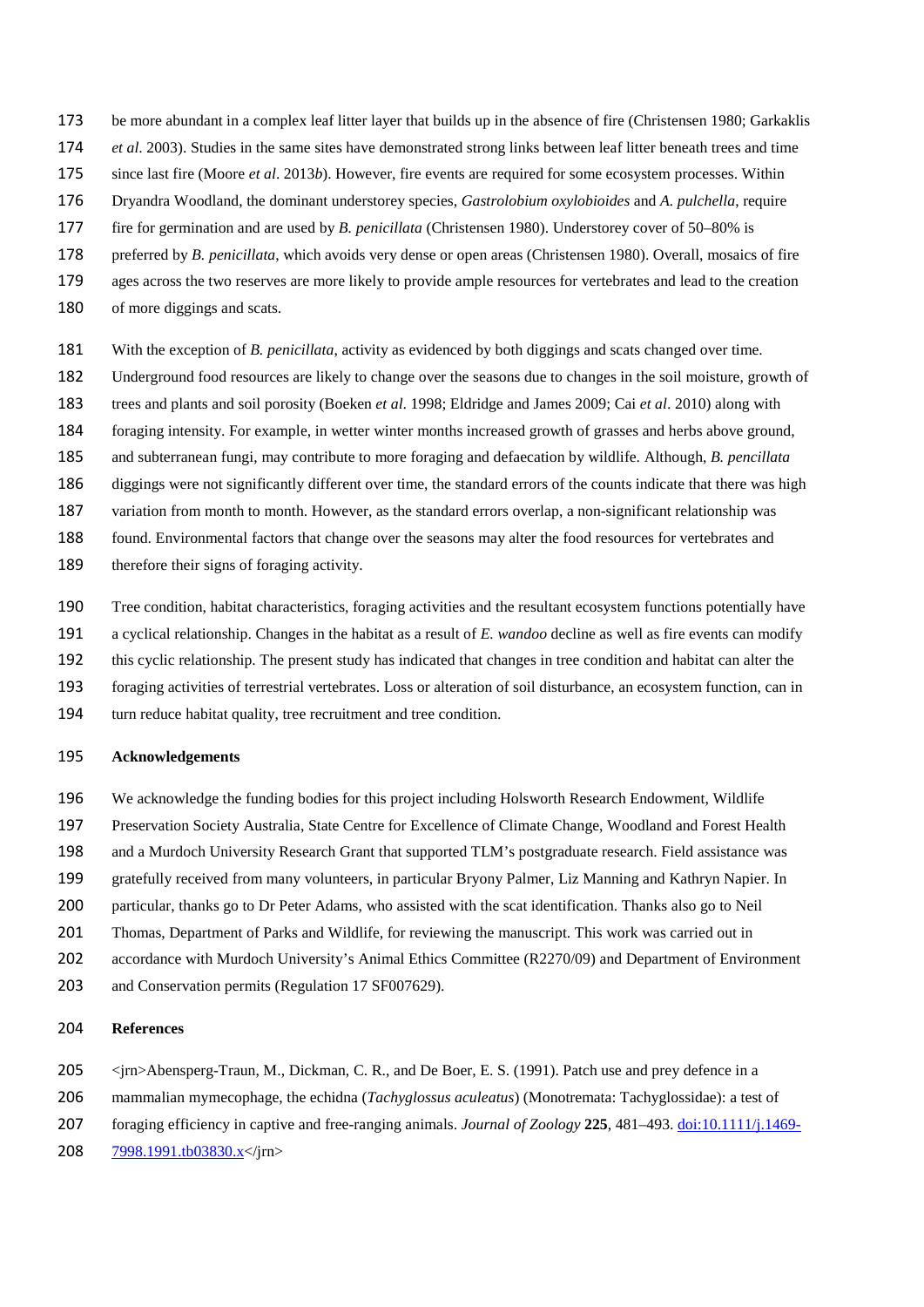be more abundant in a complex leaf litter layer that builds up in the absence of fire (Christensen 1980; Garkaklis *et al*. 2003). Studies in the same sites have demonstrated strong links between leaf litter beneath trees and time since last fire (Moore *et al*. 2013*b*). However, fire events are required for some ecosystem processes. Within Dryandra Woodland, the dominant understorey species, *Gastrolobium oxylobioides* and *A. pulchella*, require fire for germination and are used by *B. penicillata* (Christensen 1980). Understorey cover of 50–80% is preferred by *B. penicillata*, which avoids very dense or open areas (Christensen 1980). Overall, mosaics of fire ages across the two reserves are more likely to provide ample resources for vertebrates and lead to the creation of more diggings and scats.

With the exception of *B. penicillata*, activity as evidenced by both diggings and scats changed over time. Underground food resources are likely to change over the seasons due to changes in the soil moisture, growth of trees and plants and soil porosity (Boeken *et al*. 1998; Eldridge and James 2009; Cai *et al*. 2010) along with foraging intensity. For example, in wetter winter months increased growth of grasses and herbs above ground, and subterranean fungi, may contribute to more foraging and defaecation by wildlife. Although, *B. pencillata* diggings were not significantly different over time, the standard errors of the counts indicate that there was high variation from month to month. However, as the standard errors overlap, a non-significant relationship was found. Environmental factors that change over the seasons may alter the food resources for vertebrates and therefore their signs of foraging activity.

Tree condition, habitat characteristics, foraging activities and the resultant ecosystem functions potentially have a cyclical relationship. Changes in the habitat as a result of *E. wandoo* decline as well as fire events can modify this cyclic relationship. The present study has indicated that changes in tree condition and habitat can alter the foraging activities of terrestrial vertebrates. Loss or alteration of soil disturbance, an ecosystem function, can in turn reduce habitat quality, tree recruitment and tree condition.

## Acknowledgements

We acknowledge the funding bodies for this project including Holsworth Research Endowment, Wildlife Preservation Society Australia, State Centre for Excellence of Climate Change, Woodland and Forest Health and a Murdoch University Research Grant that supported TLM's postgraduate research. Field assistance was gratefully received from many volunteers, in particular Bryony Palmer, Liz Manning and Kathryn Napier. In particular, thanks go to Dr Peter Adams, who assisted with the scat identification. Thanks also go to Neil Thomas, Department of Parks and Wildlife, for reviewing the manuscript. This work was carried out in accordance with Murdoch University's Animal Ethics Committee (R2270/09) and Department of Environment and Conservation permits (Regulation 17 SF007629).

## References

<jrn>Abensperg-Traun, M., Dickman, C. R., and De Boer, E. S. (1991). Patch use and prey defence in a mammalian mymecophage, the echidna (*Tachyglossus aculeatus*) (Monotremata: Tachyglossidae): a test of foraging efficiency in captive and free-ranging animals. *Journal of Zoology* **225**, 481–493. doi:10.1111/j.1469-7998.1991.tb03830.x</jrn>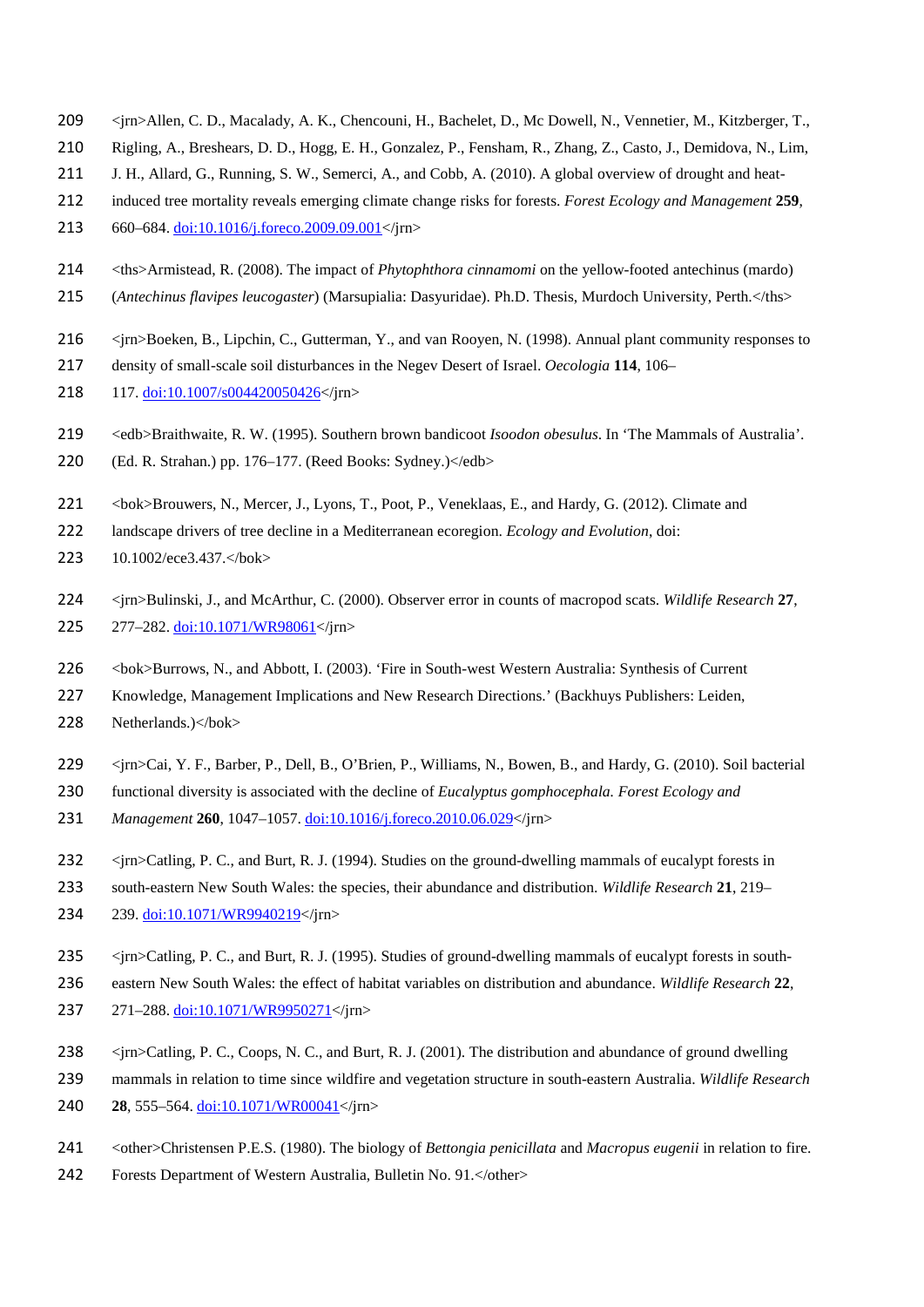<jrn>Allen, C. D., Macalady, A. K., Chencouni, H., Bachelet, D., Mc Dowell, N., Vennetier, M., Kitzberger, T., Rigling, A., Breshears, D. D., Hogg, E. H., Gonzalez, P., Fensham, R., Zhang, Z., Casto, J., Demidova, N., Lim, J. H., Allard, G., Running, S. W., Semerci, A., and Cobb, A. (2010). A global overview of drought and heat-induced tree mortality reveals emerging climate change risks for forests. *Forest Ecology and Management* **259**, 660–684. doi:10.1016/j.foreco.2009.09.001</jrn>

<ths>Armistead, R. (2008). The impact of *Phytophthora cinnamomi* on the yellow-footed antechinus (mardo) (*Antechinus flavipes leucogaster*) (Marsupialia: Dasyuridae). Ph.D. Thesis, Murdoch University, Perth.</ths>

<jrn>Boeken, B., Lipchin, C., Gutterman, Y., and van Rooyen, N. (1998). Annual plant community responses to density of small-scale soil disturbances in the Negev Desert of Israel. *Oecologia* **114**, 106–117. doi:10.1007/s004420050426</jrn>

<edb>Braithwaite, R. W. (1995). Southern brown bandicoot *Isoodon obesulus*. In 'The Mammals of Australia'. (Ed. R. Strahan.) pp. 176–177. (Reed Books: Sydney.)</edb>

<bok>Brouwers, N., Mercer, J., Lyons, T., Poot, P., Veneklaas, E., and Hardy, G. (2012). Climate and landscape drivers of tree decline in a Mediterranean ecoregion. *Ecology and Evolution*, doi: 10.1002/ece3.437.</bok>

<jrn>Bulinski, J., and McArthur, C. (2000). Observer error in counts of macropod scats. *Wildlife Research* **27**, 277–282. doi:10.1071/WR98061</jrn>

<bok>Burrows, N., and Abbott, I. (2003). 'Fire in South-west Western Australia: Synthesis of Current Knowledge, Management Implications and New Research Directions.' (Backhuys Publishers: Leiden, Netherlands.)</bok>

<jrn>Cai, Y. F., Barber, P., Dell, B., O'Brien, P., Williams, N., Bowen, B., and Hardy, G. (2010). Soil bacterial functional diversity is associated with the decline of *Eucalyptus gomphocephala. Forest Ecology and Management* **260**, 1047–1057. doi:10.1016/j.foreco.2010.06.029</jrn>

<jrn>Catling, P. C., and Burt, R. J. (1994). Studies on the ground-dwelling mammals of eucalypt forests in south-eastern New South Wales: the species, their abundance and distribution. *Wildlife Research* **21**, 219–239. doi:10.1071/WR9940219</jrn>

<jrn>Catling, P. C., and Burt, R. J. (1995). Studies of ground-dwelling mammals of eucalypt forests in south-eastern New South Wales: the effect of habitat variables on distribution and abundance. *Wildlife Research* **22**, 271–288. doi:10.1071/WR9950271</jrn>

<jrn>Catling, P. C., Coops, N. C., and Burt, R. J. (2001). The distribution and abundance of ground dwelling mammals in relation to time since wildfire and vegetation structure in south-eastern Australia. *Wildlife Research* **28**, 555–564. doi:10.1071/WR00041</jrn>

<other>Christensen P.E.S. (1980). The biology of *Bettongia penicillata* and *Macropus eugenii* in relation to fire. Forests Department of Western Australia, Bulletin No. 91.</other>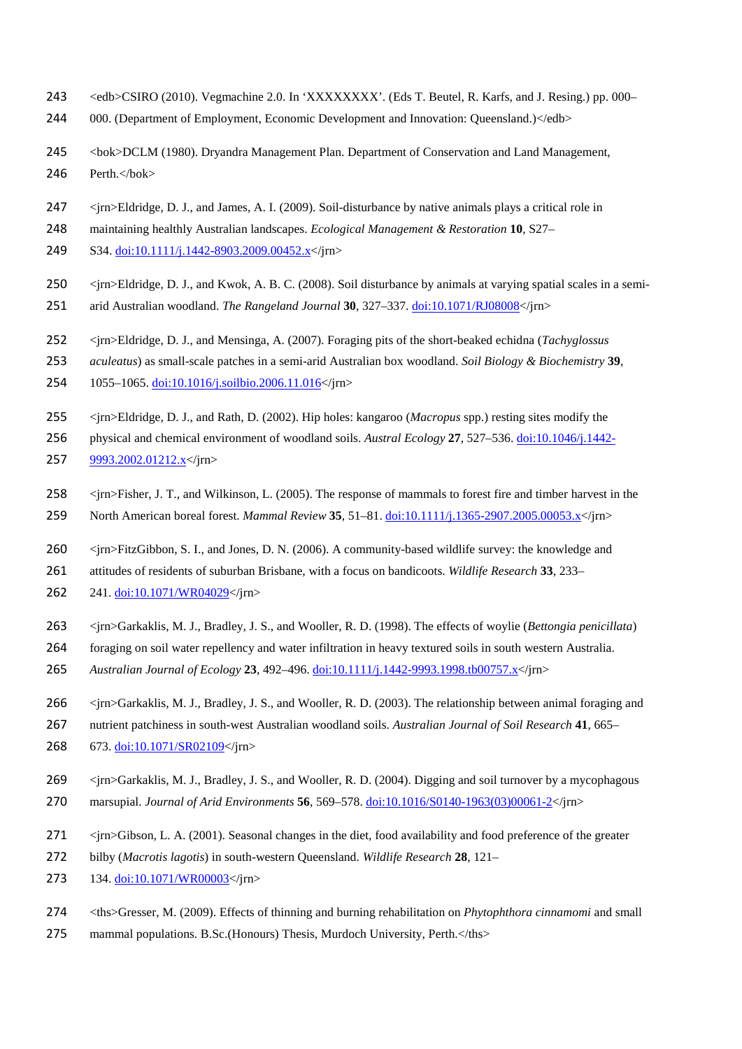<edb>CSIRO (2010). Vegmachine 2.0. In ‘XXXXXXXX’. (Eds T. Beutel, R. Karfs, and J. Resing.) pp. 000–000. (Department of Employment, Economic Development and Innovation: Queensland.)</edb>

<bok>DCLM (1980). Dryandra Management Plan. Department of Conservation and Land Management, Perth.</bok>

<jrn>Eldridge, D. J., and James, A. I. (2009). Soil-disturbance by native animals plays a critical role in maintaining healthly Australian landscapes. *Ecological Management & Restoration* **10**, S27–S34. doi:10.1111/j.1442-8903.2009.00452.x</jrn>

<jrn>Eldridge, D. J., and Kwok, A. B. C. (2008). Soil disturbance by animals at varying spatial scales in a semi-arid Australian woodland. *The Rangeland Journal* **30**, 327–337. doi:10.1071/RJ08008</jrn>

<jrn>Eldridge, D. J., and Mensinga, A. (2007). Foraging pits of the short-beaked echidna (*Tachyglossus aculeatus*) as small-scale patches in a semi-arid Australian box woodland. *Soil Biology & Biochemistry* **39**, 1055–1065. doi:10.1016/j.soilbio.2006.11.016</jrn>

<jrn>Eldridge, D. J., and Rath, D. (2002). Hip holes: kangaroo (*Macropus* spp.) resting sites modify the physical and chemical environment of woodland soils. *Austral Ecology* **27**, 527–536. doi:10.1046/j.1442-9993.2002.01212.x</jrn>

<jrn>Fisher, J. T., and Wilkinson, L. (2005). The response of mammals to forest fire and timber harvest in the North American boreal forest. *Mammal Review* **35**, 51–81. doi:10.1111/j.1365-2907.2005.00053.x</jrn>

<jrn>FitzGibbon, S. I., and Jones, D. N. (2006). A community-based wildlife survey: the knowledge and attitudes of residents of suburban Brisbane, with a focus on bandicoots. *Wildlife Research* **33**, 233–241. doi:10.1071/WR04029</jrn>

<jrn>Garkaklis, M. J., Bradley, J. S., and Wooller, R. D. (1998). The effects of woylie (*Bettongia penicillata*) foraging on soil water repellency and water infiltration in heavy textured soils in south western Australia. *Australian Journal of Ecology* **23**, 492–496. doi:10.1111/j.1442-9993.1998.tb00757.x</jrn>

<jrn>Garkaklis, M. J., Bradley, J. S., and Wooller, R. D. (2003). The relationship between animal foraging and nutrient patchiness in south-west Australian woodland soils. *Australian Journal of Soil Research* **41**, 665–673. doi:10.1071/SR02109</jrn>

<jrn>Garkaklis, M. J., Bradley, J. S., and Wooller, R. D. (2004). Digging and soil turnover by a mycophagous marsupial. *Journal of Arid Environments* **56**, 569–578. doi:10.1016/S0140-1963(03)00061-2</jrn>

<jrn>Gibson, L. A. (2001). Seasonal changes in the diet, food availability and food preference of the greater bilby (*Macrotis lagotis*) in south-western Queensland. *Wildlife Research* **28**, 121–134. doi:10.1071/WR00003</jrn>

<ths>Gresser, M. (2009). Effects of thinning and burning rehabilitation on *Phytophthora cinnamomi* and small mammal populations. B.Sc.(Honours) Thesis, Murdoch University, Perth.</ths>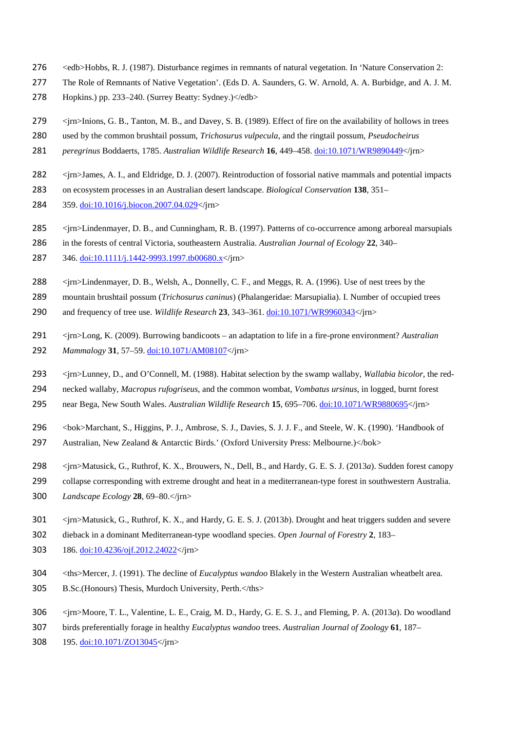<edb>Hobbs, R. J. (1987). Disturbance regimes in remnants of natural vegetation. In 'Nature Conservation 2: The Role of Remnants of Native Vegetation'. (Eds D. A. Saunders, G. W. Arnold, A. A. Burbidge, and A. J. M. Hopkins.) pp. 233–240. (Surrey Beatty: Sydney.)</edb>

<jrn>Inions, G. B., Tanton, M. B., and Davey, S. B. (1989). Effect of fire on the availability of hollows in trees used by the common brushtail possum, *Trichosurus vulpecula*, and the ringtail possum, *Pseudocheirus peregrinus* Boddaerts, 1785. *Australian Wildlife Research* **16**, 449–458. doi:10.1071/WR9890449</jrn>

<jrn>James, A. I., and Eldridge, D. J. (2007). Reintroduction of fossorial native mammals and potential impacts on ecosystem processes in an Australian desert landscape. *Biological Conservation* **138**, 351–359. doi:10.1016/j.biocon.2007.04.029</jrn>

<jrn>Lindenmayer, D. B., and Cunningham, R. B. (1997). Patterns of co-occurrence among arboreal marsupials in the forests of central Victoria, southeastern Australia. *Australian Journal of Ecology* **22**, 340–346. doi:10.1111/j.1442-9993.1997.tb00680.x</jrn>

<jrn>Lindenmayer, D. B., Welsh, A., Donnelly, C. F., and Meggs, R. A. (1996). Use of nest trees by the mountain brushtail possum (*Trichosurus caninus*) (Phalangeridae: Marsupialia). I. Number of occupied trees and frequency of tree use. *Wildlife Research* **23**, 343–361. doi:10.1071/WR9960343</jrn>

<jrn>Long, K. (2009). Burrowing bandicoots – an adaptation to life in a fire-prone environment? *Australian Mammalogy* **31**, 57–59. doi:10.1071/AM08107</jrn>

<jrn>Lunney, D., and O'Connell, M. (1988). Habitat selection by the swamp wallaby, *Wallabia bicolor*, the red-necked wallaby, *Macropus rufogriseus*, and the common wombat, *Vombatus ursinus*, in logged, burnt forest near Bega, New South Wales. *Australian Wildlife Research* **15**, 695–706. doi:10.1071/WR9880695</jrn>

<bok>Marchant, S., Higgins, P. J., Ambrose, S. J., Davies, S. J. J. F., and Steele, W. K. (1990). 'Handbook of Australian, New Zealand & Antarctic Birds.' (Oxford University Press: Melbourne.)</bok>

<jrn>Matusick, G., Ruthrof, K. X., Brouwers, N., Dell, B., and Hardy, G. E. S. J. (2013*a*). Sudden forest canopy collapse corresponding with extreme drought and heat in a mediterranean-type forest in southwestern Australia. *Landscape Ecology* **28**, 69–80.</jrn>

<jrn>Matusick, G., Ruthrof, K. X., and Hardy, G. E. S. J. (2013*b*). Drought and heat triggers sudden and severe dieback in a dominant Mediterranean-type woodland species. *Open Journal of Forestry* **2**, 183–186. doi:10.4236/ojf.2012.24022</jrn>

<ths>Mercer, J. (1991). The decline of *Eucalyptus wandoo* Blakely in the Western Australian wheatbelt area. B.Sc.(Honours) Thesis, Murdoch University, Perth.</ths>

<jrn>Moore, T. L., Valentine, L. E., Craig, M. D., Hardy, G. E. S. J., and Fleming, P. A. (2013*a*). Do woodland birds preferentially forage in healthy *Eucalyptus wandoo* trees. *Australian Journal of Zoology* **61**, 187–195. doi:10.1071/ZO13045</jrn>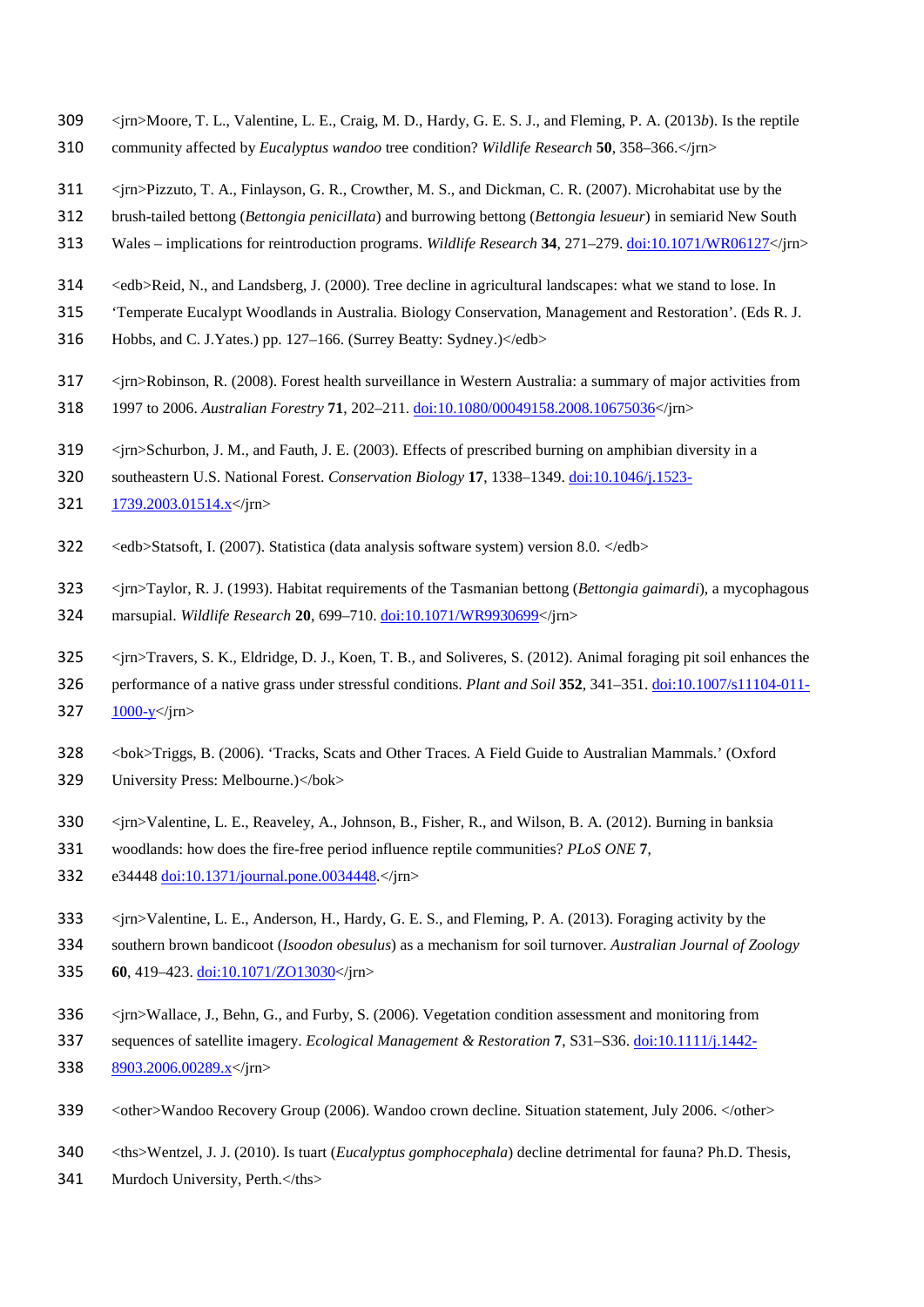<jrn>Moore, T. L., Valentine, L. E., Craig, M. D., Hardy, G. E. S. J., and Fleming, P. A. (2013*b*). Is the reptile community affected by *Eucalyptus wandoo* tree condition? *Wildlife Research* **50**, 358–366.</jrn>

<jrn>Pizzuto, T. A., Finlayson, G. R., Crowther, M. S., and Dickman, C. R. (2007). Microhabitat use by the brush-tailed bettong (*Bettongia penicillata*) and burrowing bettong (*Bettongia lesueur*) in semiarid New South Wales – implications for reintroduction programs. *Wildlife Research* **34**, 271–279. doi:10.1071/WR06127</jrn>

<edb>Reid, N., and Landsberg, J. (2000). Tree decline in agricultural landscapes: what we stand to lose. In 'Temperate Eucalypt Woodlands in Australia. Biology Conservation, Management and Restoration'. (Eds R. J. Hobbs, and C. J.Yates.) pp. 127–166. (Surrey Beatty: Sydney.)</edb>

<jrn>Robinson, R. (2008). Forest health surveillance in Western Australia: a summary of major activities from 1997 to 2006. *Australian Forestry* **71**, 202–211. doi:10.1080/00049158.2008.10675036</jrn>

<jrn>Schurbon, J. M., and Fauth, J. E. (2003). Effects of prescribed burning on amphibian diversity in a southeastern U.S. National Forest. *Conservation Biology* **17**, 1338–1349. doi:10.1046/j.1523-1739.2003.01514.x</jrn>

<edb>Statsoft, I. (2007). Statistica (data analysis software system) version 8.0. </edb>

<jrn>Taylor, R. J. (1993). Habitat requirements of the Tasmanian bettong (*Bettongia gaimardi*), a mycophagous marsupial. *Wildlife Research* **20**, 699–710. doi:10.1071/WR9930699</jrn>

<jrn>Travers, S. K., Eldridge, D. J., Koen, T. B., and Soliveres, S. (2012). Animal foraging pit soil enhances the performance of a native grass under stressful conditions. *Plant and Soil* **352**, 341–351. doi:10.1007/s11104-011-1000-y</jrn>

<bok>Triggs, B. (2006). 'Tracks, Scats and Other Traces. A Field Guide to Australian Mammals.' (Oxford University Press: Melbourne.)</bok>

<jrn>Valentine, L. E., Reaveley, A., Johnson, B., Fisher, R., and Wilson, B. A. (2012). Burning in banksia woodlands: how does the fire-free period influence reptile communities? *PLoS ONE* **7**, e34448 doi:10.1371/journal.pone.0034448.</jrn>

<jrn>Valentine, L. E., Anderson, H., Hardy, G. E. S., and Fleming, P. A. (2013). Foraging activity by the southern brown bandicoot (*Isoodon obesulus*) as a mechanism for soil turnover. *Australian Journal of Zoology* **60**, 419–423. doi:10.1071/ZO13030</jrn>

<jrn>Wallace, J., Behn, G., and Furby, S. (2006). Vegetation condition assessment and monitoring from sequences of satellite imagery. *Ecological Management & Restoration* **7**, S31–S36. doi:10.1111/j.1442-8903.2006.00289.x</jrn>

<other>Wandoo Recovery Group (2006). Wandoo crown decline. Situation statement, July 2006. </other>

<ths>Wentzel, J. J. (2010). Is tuart (*Eucalyptus gomphocephala*) decline detrimental for fauna? Ph.D. Thesis, Murdoch University, Perth.</ths>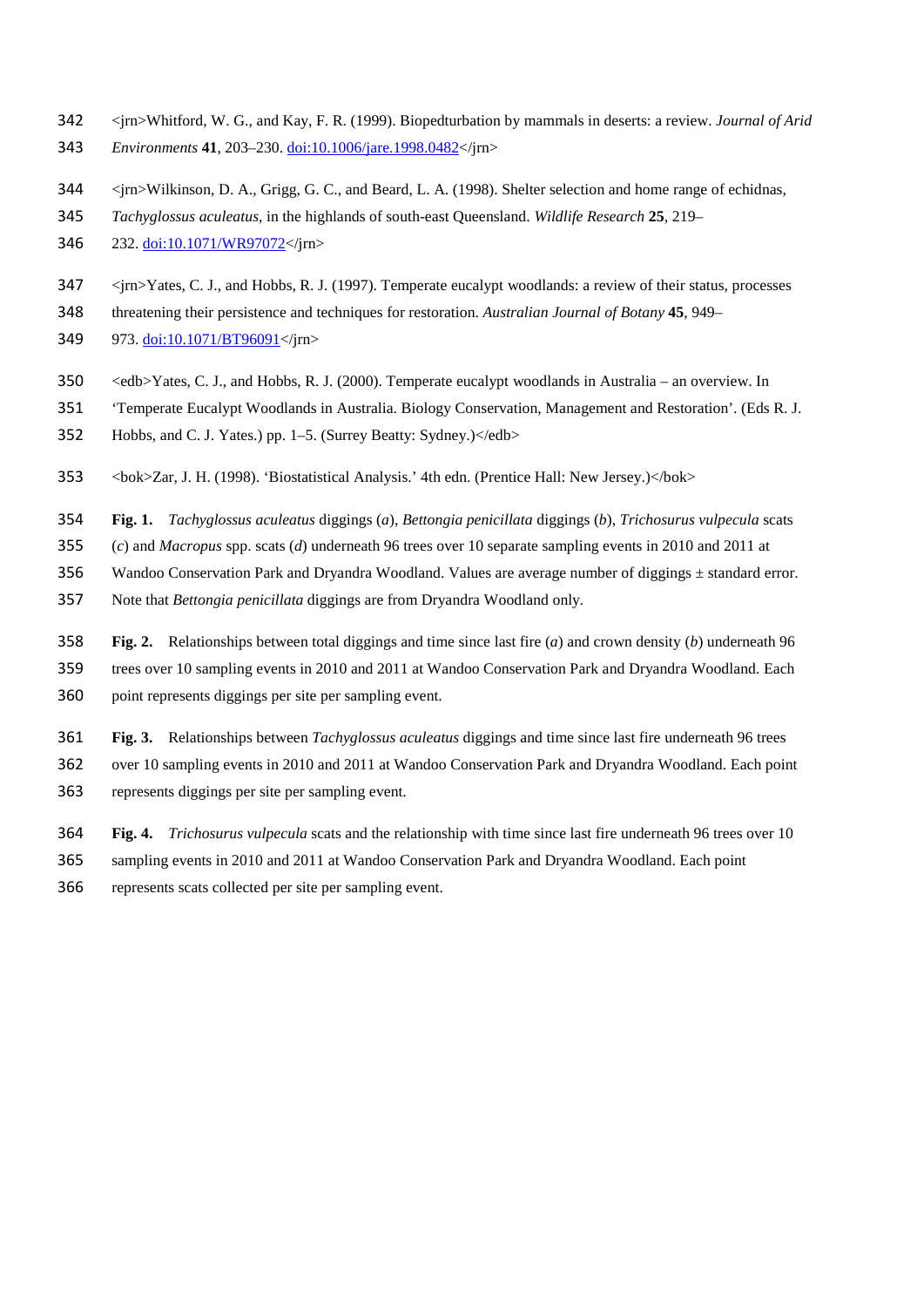<jrn>Whitford, W. G., and Kay, F. R. (1999). Biopedturbation by mammals in deserts: a review. *Journal of Arid Environments* **41**, 203–230. doi:10.1006/jare.1998.0482</jrn>

<jrn>Wilkinson, D. A., Grigg, G. C., and Beard, L. A. (1998). Shelter selection and home range of echidnas, *Tachyglossus aculeatus*, in the highlands of south-east Queensland. *Wildlife Research* **25**, 219–232. doi:10.1071/WR97072</jrn>

<jrn>Yates, C. J., and Hobbs, R. J. (1997). Temperate eucalypt woodlands: a review of their status, processes threatening their persistence and techniques for restoration. *Australian Journal of Botany* **45**, 949–973. doi:10.1071/BT96091</jrn>

<edb>Yates, C. J., and Hobbs, R. J. (2000). Temperate eucalypt woodlands in Australia – an overview. In 'Temperate Eucalypt Woodlands in Australia. Biology Conservation, Management and Restoration'. (Eds R. J. Hobbs, and C. J. Yates.) pp. 1–5. (Surrey Beatty: Sydney.)</edb>

<bok>Zar, J. H. (1998). 'Biostatistical Analysis.' 4th edn. (Prentice Hall: New Jersey.)</bok>

**Fig. 1.** *Tachyglossus aculeatus* diggings (*a*), *Bettongia penicillata* diggings (*b*), *Trichosurus vulpecula* scats (*c*) and *Macropus* spp. scats (*d*) underneath 96 trees over 10 separate sampling events in 2010 and 2011 at Wandoo Conservation Park and Dryandra Woodland. Values are average number of diggings ± standard error. Note that *Bettongia penicillata* diggings are from Dryandra Woodland only.

**Fig. 2.** Relationships between total diggings and time since last fire (*a*) and crown density (*b*) underneath 96 trees over 10 sampling events in 2010 and 2011 at Wandoo Conservation Park and Dryandra Woodland. Each point represents diggings per site per sampling event.

**Fig. 3.** Relationships between *Tachyglossus aculeatus* diggings and time since last fire underneath 96 trees over 10 sampling events in 2010 and 2011 at Wandoo Conservation Park and Dryandra Woodland. Each point represents diggings per site per sampling event.

**Fig. 4.** *Trichosurus vulpecula* scats and the relationship with time since last fire underneath 96 trees over 10 sampling events in 2010 and 2011 at Wandoo Conservation Park and Dryandra Woodland. Each point represents scats collected per site per sampling event.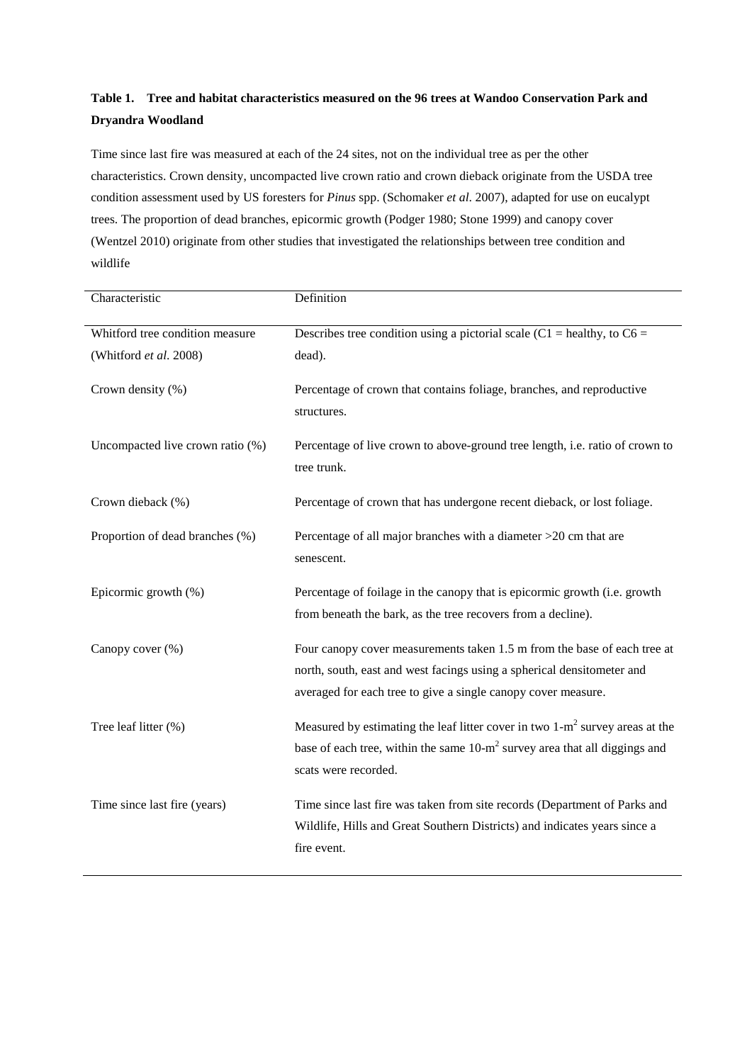**Table 1. Tree and habitat characteristics measured on the 96 trees at Wandoo Conservation Park and Dryandra Woodland**

Time since last fire was measured at each of the 24 sites, not on the individual tree as per the other characteristics. Crown density, uncompacted live crown ratio and crown dieback originate from the USDA tree condition assessment used by US foresters for *Pinus* spp. (Schomaker *et al*. 2007), adapted for use on eucalypt trees. The proportion of dead branches, epicormic growth (Podger 1980; Stone 1999) and canopy cover (Wentzel 2010) originate from other studies that investigated the relationships between tree condition and wildlife

| Characteristic | Definition |
|---|---|
| Whitford tree condition measure (Whitford *et al*. 2008) | Describes tree condition using a pictorial scale (C1 = healthy, to C6 = dead). |
| Crown density (%) | Percentage of crown that contains foliage, branches, and reproductive structures. |
| Uncompacted live crown ratio (%) | Percentage of live crown to above-ground tree length, i.e. ratio of crown to tree trunk. |
| Crown dieback (%) | Percentage of crown that has undergone recent dieback, or lost foliage. |
| Proportion of dead branches (%) | Percentage of all major branches with a diameter >20 cm that are senescent. |
| Epicormic growth (%) | Percentage of foilage in the canopy that is epicormic growth (i.e. growth from beneath the bark, as the tree recovers from a decline). |
| Canopy cover (%) | Four canopy cover measurements taken 1.5 m from the base of each tree at north, south, east and west facings using a spherical densitometer and averaged for each tree to give a single canopy cover measure. |
| Tree leaf litter (%) | Measured by estimating the leaf litter cover in two 1-$m^2$ survey areas at the base of each tree, within the same 10-$m^2$ survey area that all diggings and scats were recorded. |
| Time since last fire (years) | Time since last fire was taken from site records (Department of Parks and Wildlife, Hills and Great Southern Districts) and indicates years since a fire event. |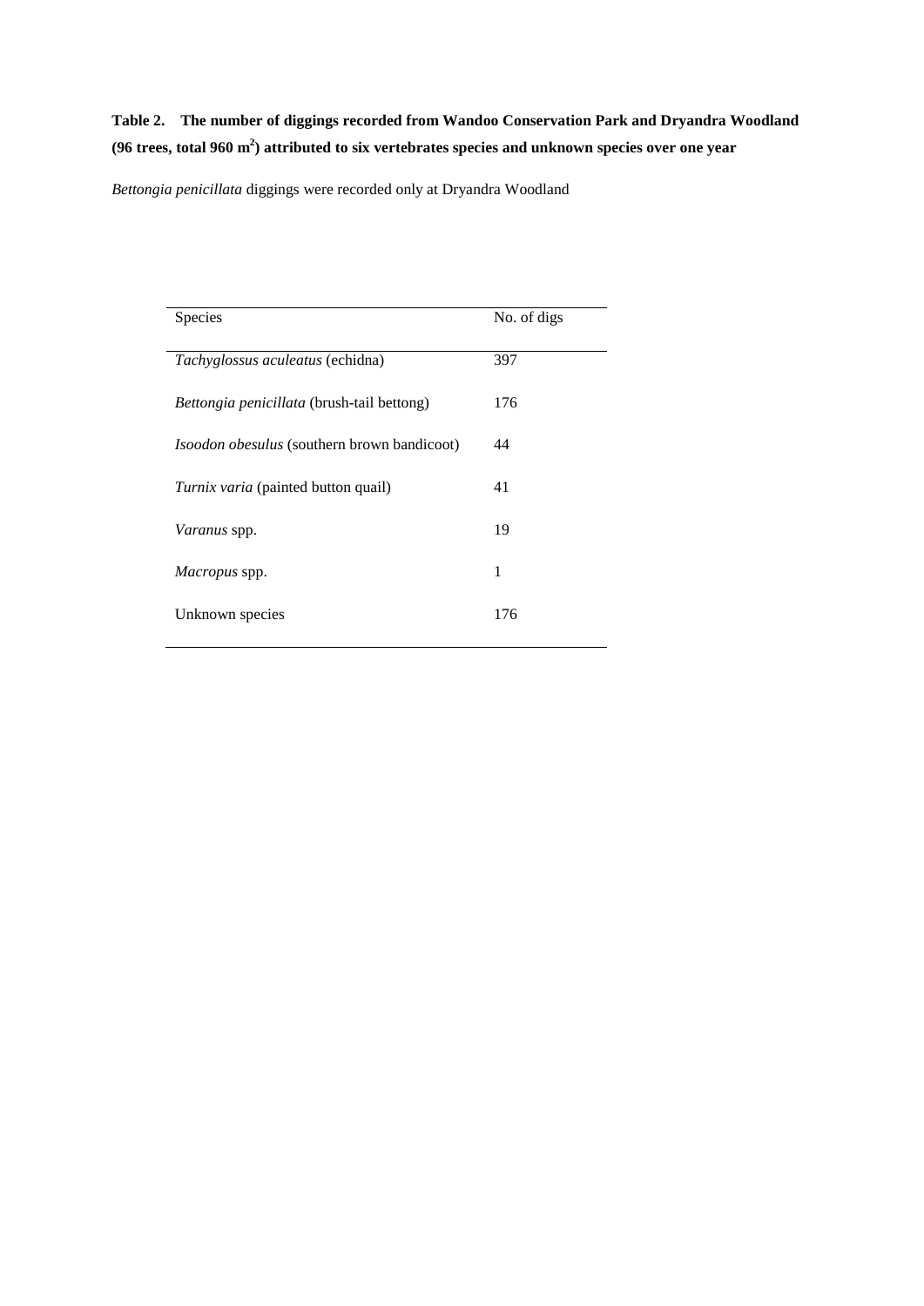**Table 2. The number of diggings recorded from Wandoo Conservation Park and Dryandra Woodland (96 trees, total 960 m$^2$) attributed to six vertebrates species and unknown species over one year**

*Bettongia penicillata* diggings were recorded only at Dryandra Woodland

| Species | No. of digs |
|---|---|
| *Tachyglossus aculeatus* (echidna) | 397 |
| *Bettongia penicillata* (brush-tail bettong) | 176 |
| *Isoodon obesulus* (southern brown bandicoot) | 44 |
| *Turnix varia* (painted button quail) | 41 |
| *Varanus* spp. | 19 |
| *Macropus* spp. | 1 |
| Unknown species | 176 |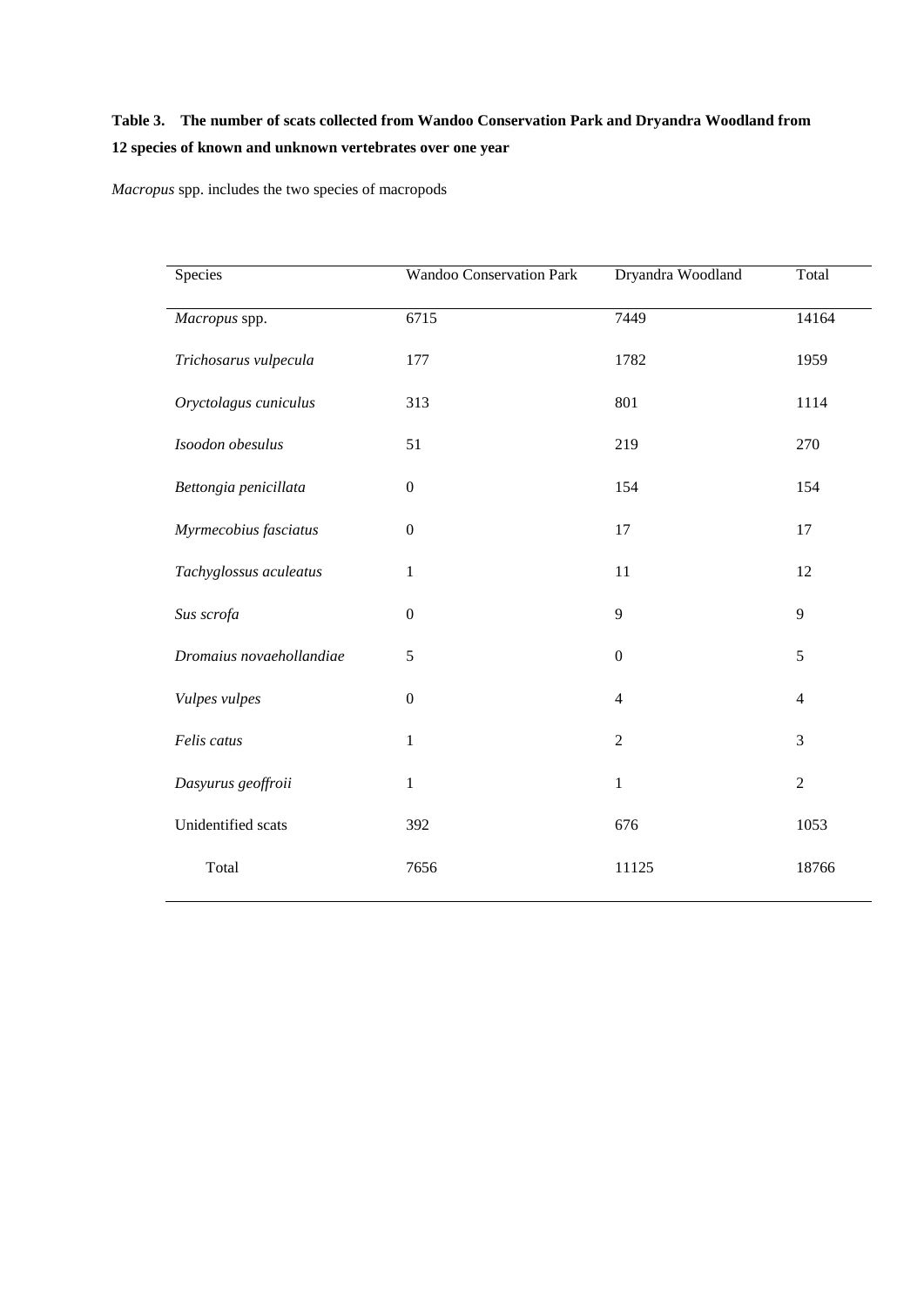**Table 3. The number of scats collected from Wandoo Conservation Park and Dryandra Woodland from 12 species of known and unknown vertebrates over one year**

*Macropus* spp. includes the two species of macropods

| Species | Wandoo Conservation Park | Dryandra Woodland | Total |
|---|---|---|---|
| *Macropus* spp. | 6715 | 7449 | 14164 |
| *Trichosarus vulpecula* | 177 | 1782 | 1959 |
| *Oryctolagus cuniculus* | 313 | 801 | 1114 |
| *Isoodon obesulus* | 51 | 219 | 270 |
| *Bettongia penicillata* | 0 | 154 | 154 |
| *Myrmecobius fasciatus* | 0 | 17 | 17 |
| *Tachyglossus aculeatus* | 1 | 11 | 12 |
| *Sus scrofa* | 0 | 9 | 9 |
| *Dromaius novaehollandiae* | 5 | 0 | 5 |
| *Vulpes vulpes* | 0 | 4 | 4 |
| *Felis catus* | 1 | 2 | 3 |
| *Dasyurus geoffroii* | 1 | 1 | 2 |
| Unidentified scats | 392 | 676 | 1053 |
| Total | 7656 | 11125 | 18766 |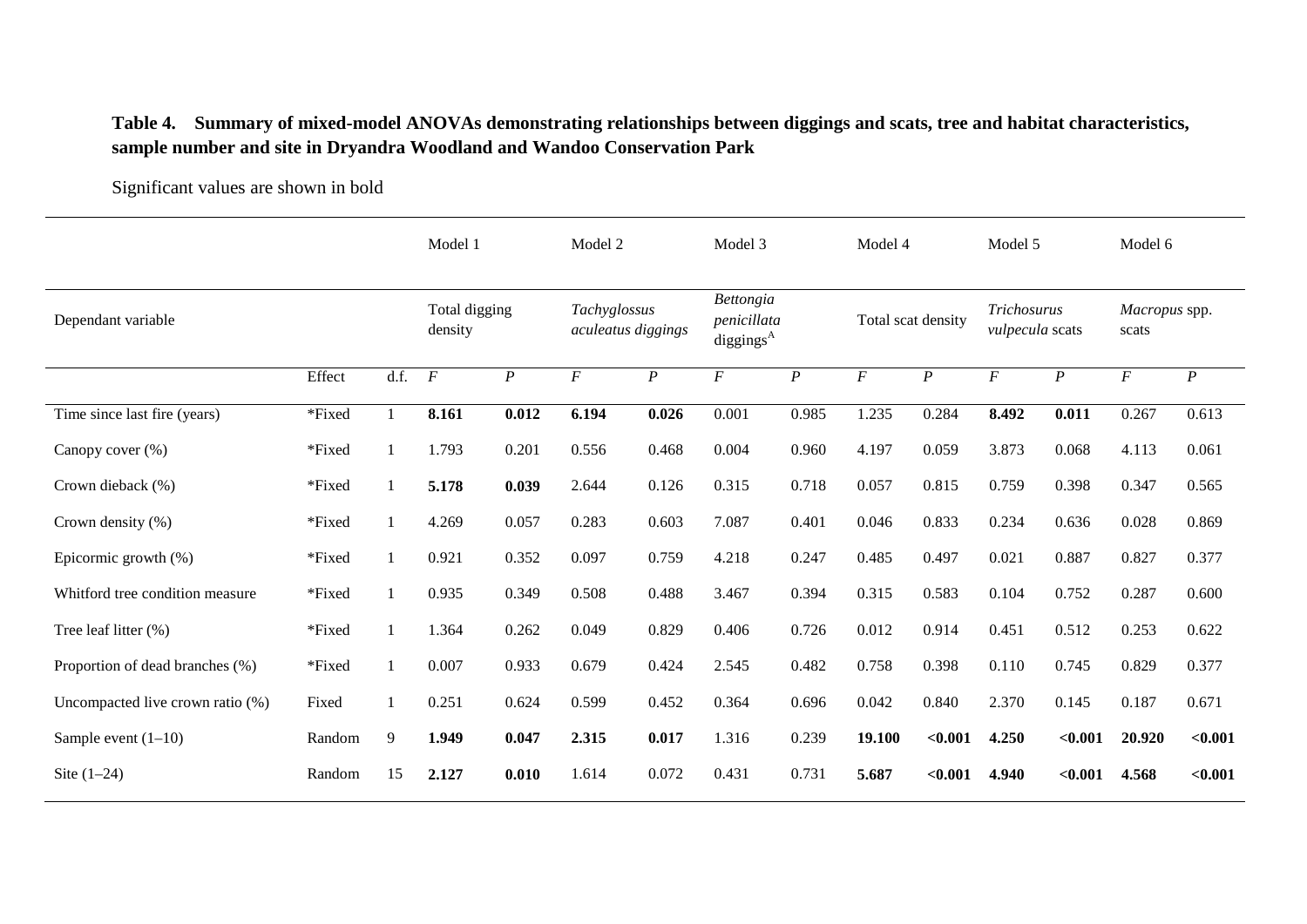**Table 4. Summary of mixed-model ANOVAs demonstrating relationships between diggings and scats, tree and habitat characteristics, sample number and site in Dryandra Woodland and Wandoo Conservation Park**

Significant values are shown in bold

| | | | Model 1 | | Model 2 | | Model 3 | | Model 4 | | Model 5 | | Model 6 | |
|---|---|---|---|---|---|---|---|---|---|---|---|---|---|---|
| Dependant variable | | | Total digging density | | *Tachyglossus aculeatus diggings* | | *Bettongia penicillata* diggings[A] | | Total scat density | | *Trichosurus vulpecula* scats | | *Macropus* spp. scats | |
| | Effect | d.f. | *F* | *P* | *F* | *P* | *F* | *P* | *F* | *P* | *F* | *P* | *F* | *P* |
| Time since last fire (years) | *Fixed | 1 | **8.161** | **0.012** | **6.194** | **0.026** | 0.001 | 0.985 | 1.235 | 0.284 | **8.492** | **0.011** | 0.267 | 0.613 |
| Canopy cover (%) | *Fixed | 1 | 1.793 | 0.201 | 0.556 | 0.468 | 0.004 | 0.960 | 4.197 | 0.059 | 3.873 | 0.068 | 4.113 | 0.061 |
| Crown dieback (%) | *Fixed | 1 | **5.178** | **0.039** | 2.644 | 0.126 | 0.315 | 0.718 | 0.057 | 0.815 | 0.759 | 0.398 | 0.347 | 0.565 |
| Crown density (%) | *Fixed | 1 | 4.269 | 0.057 | 0.283 | 0.603 | 7.087 | 0.401 | 0.046 | 0.833 | 0.234 | 0.636 | 0.028 | 0.869 |
| Epicormic growth (%) | *Fixed | 1 | 0.921 | 0.352 | 0.097 | 0.759 | 4.218 | 0.247 | 0.485 | 0.497 | 0.021 | 0.887 | 0.827 | 0.377 |
| Whitford tree condition measure | *Fixed | 1 | 0.935 | 0.349 | 0.508 | 0.488 | 3.467 | 0.394 | 0.315 | 0.583 | 0.104 | 0.752 | 0.287 | 0.600 |
| Tree leaf litter (%) | *Fixed | 1 | 1.364 | 0.262 | 0.049 | 0.829 | 0.406 | 0.726 | 0.012 | 0.914 | 0.451 | 0.512 | 0.253 | 0.622 |
| Proportion of dead branches (%) | *Fixed | 1 | 0.007 | 0.933 | 0.679 | 0.424 | 2.545 | 0.482 | 0.758 | 0.398 | 0.110 | 0.745 | 0.829 | 0.377 |
| Uncompacted live crown ratio (%) | Fixed | 1 | 0.251 | 0.624 | 0.599 | 0.452 | 0.364 | 0.696 | 0.042 | 0.840 | 2.370 | 0.145 | 0.187 | 0.671 |
| Sample event (1–10) | Random | 9 | **1.949** | **0.047** | **2.315** | **0.017** | 1.316 | 0.239 | **19.100** | **<0.001** | **4.250** | **<0.001** | **20.920** | **<0.001** |
| Site (1–24) | Random | 15 | **2.127** | **0.010** | 1.614 | 0.072 | 0.431 | 0.731 | **5.687** | **<0.001** | **4.940** | **<0.001** | **4.568** | **<0.001** |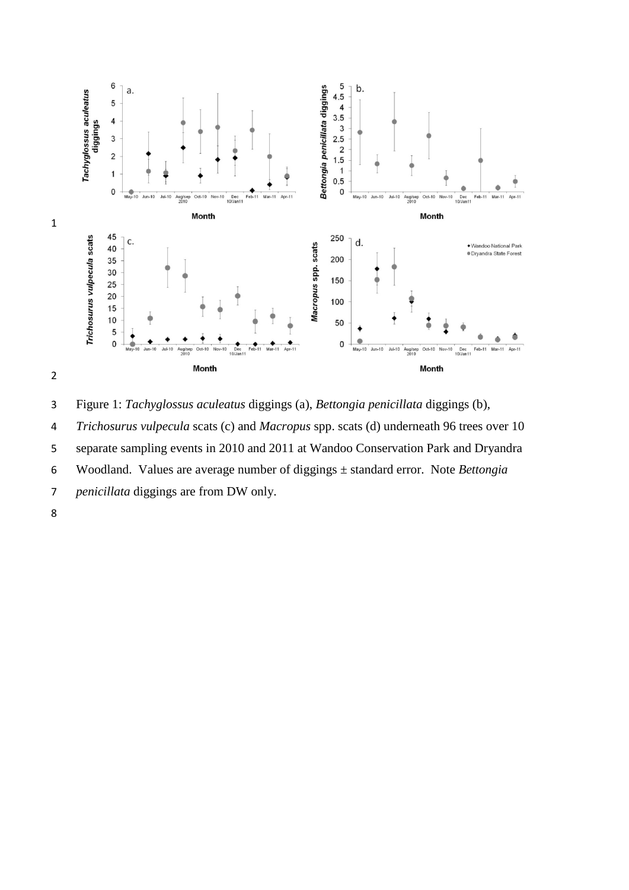Figure 1: *Tachyglossus aculeatus* diggings (a), *Bettongia penicillata* diggings (b), *Trichosurus vulpecula* scats (c) and *Macropus* spp. scats (d) underneath 96 trees over 10 separate sampling events in 2010 and 2011 at Wandoo Conservation Park and Dryandra Woodland. Values are average number of diggings ± standard error. Note *Bettongia penicillata* diggings are from DW only.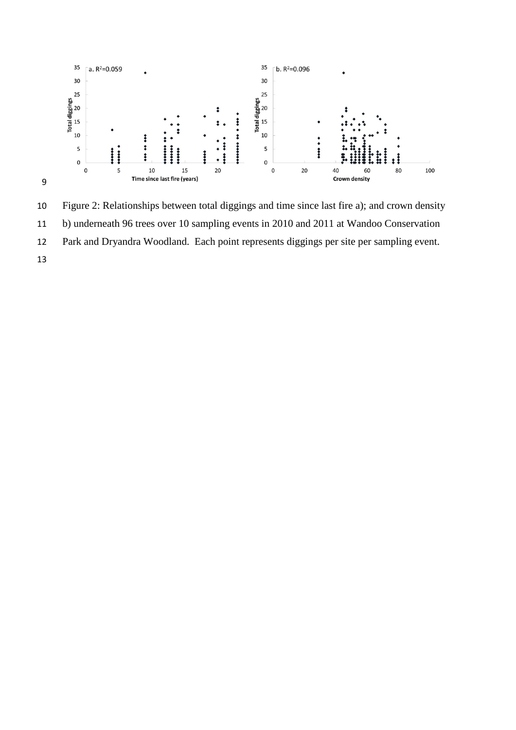Figure 2: Relationships between total diggings and time since last fire a); and crown density b) underneath 96 trees over 10 sampling events in 2010 and 2011 at Wandoo Conservation Park and Dryandra Woodland. Each point represents diggings per site per sampling event.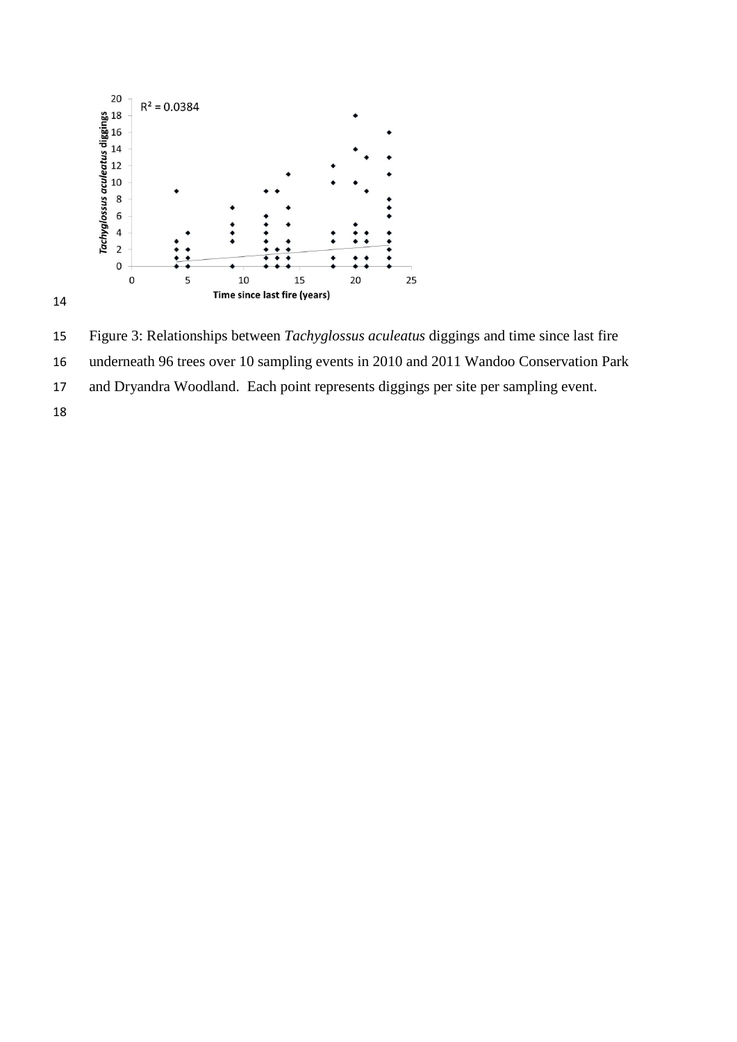Figure 3: Relationships between *Tachyglossus aculeatus* diggings and time since last fire underneath 96 trees over 10 sampling events in 2010 and 2011 Wandoo Conservation Park and Dryandra Woodland. Each point represents diggings per site per sampling event.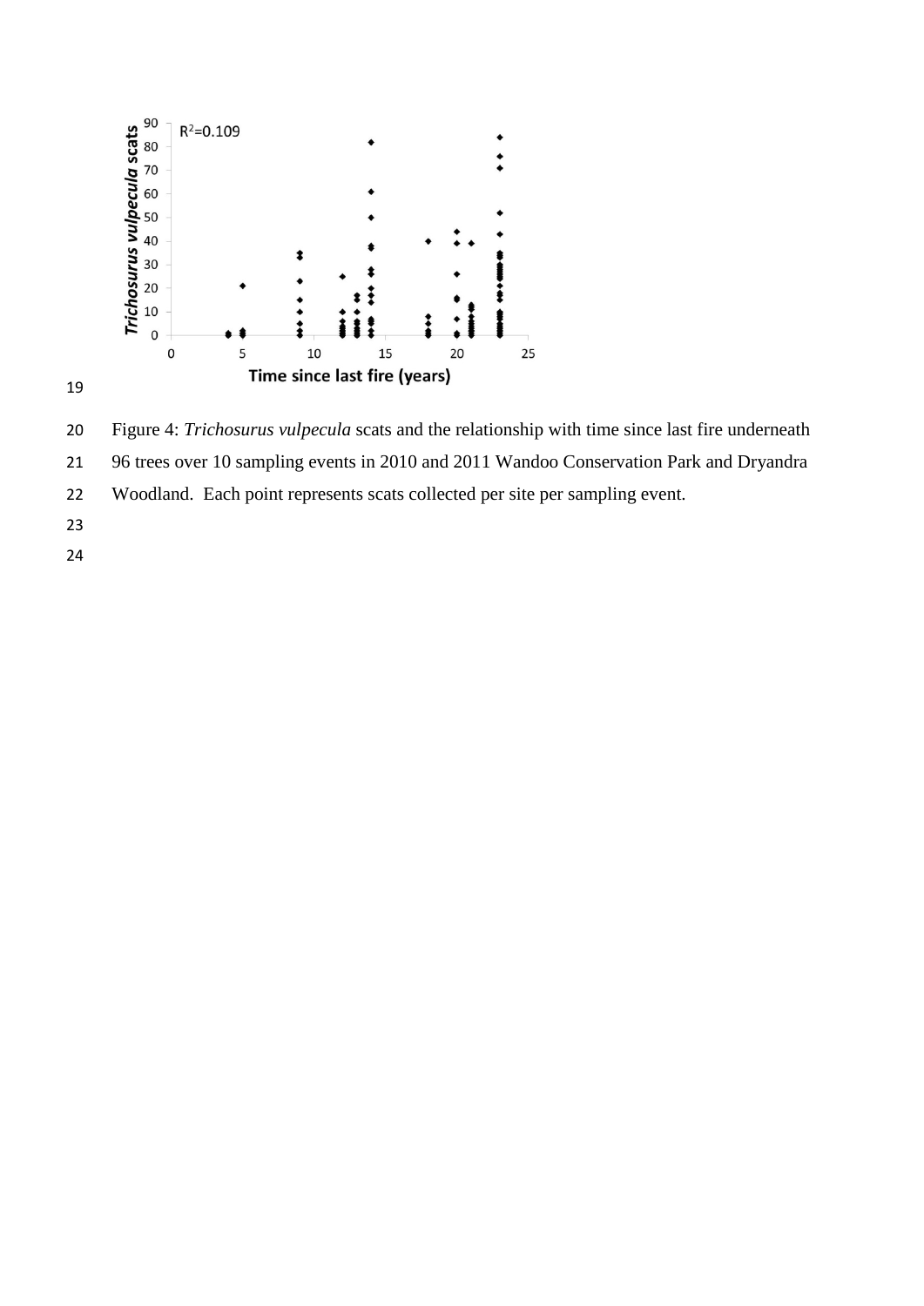$R^2$=0.109

*Trichosurus vulpecula* scats

90
80
70
60
50
40
30
20
10
0

0 5 10 15 20 25

Time since last fire (years)

Figure 4: *Trichosurus vulpecula* scats and the relationship with time since last fire underneath 96 trees over 10 sampling events in 2010 and 2011 Wandoo Conservation Park and Dryandra Woodland. Each point represents scats collected per site per sampling event.